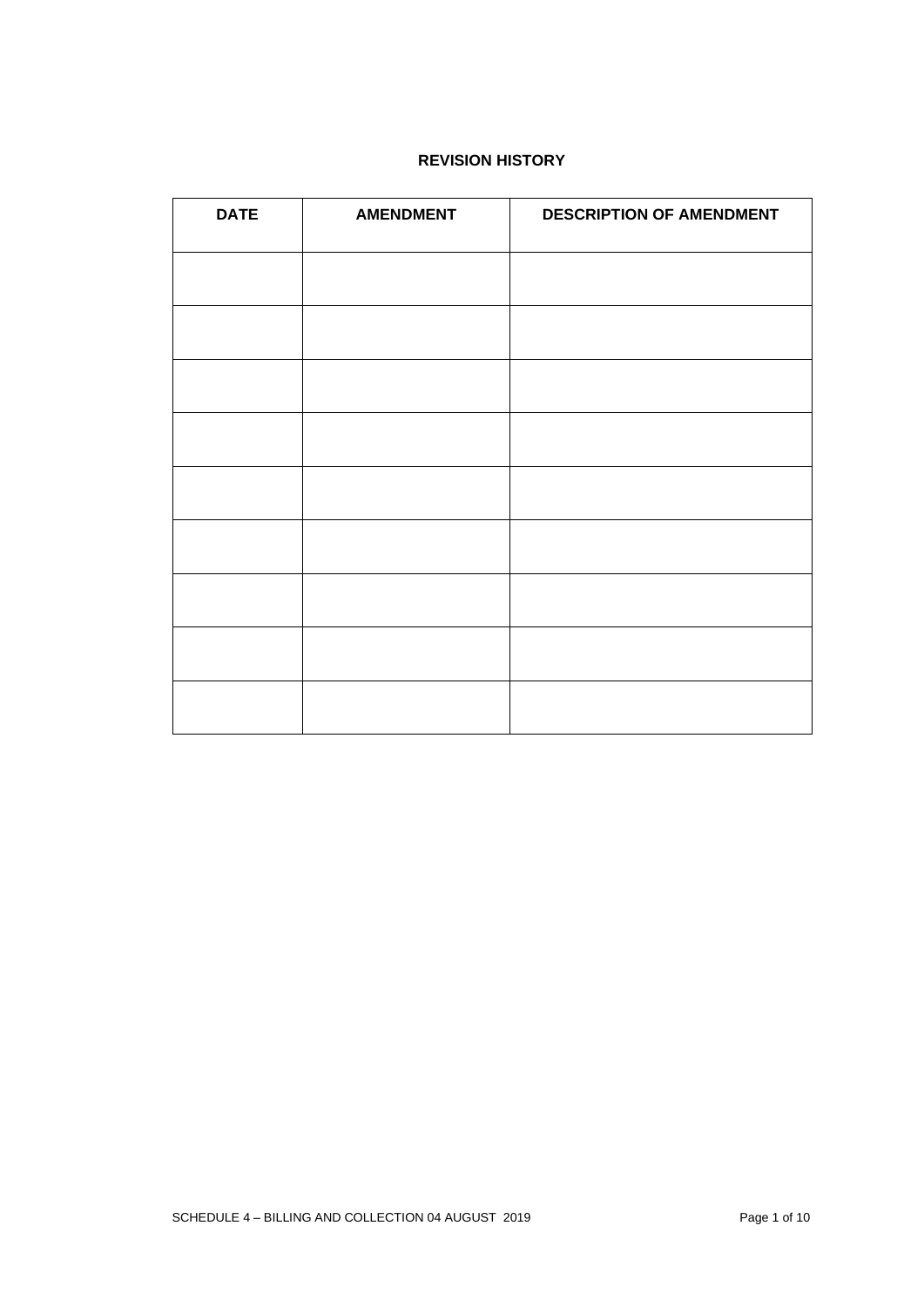## REVISION HISTORY

| DATE | AMENDMENT | DESCRIPTION OF AMENDMENT |
| --- | --- | --- |
| | | |
| | | |
| | | |
| | | |
| | | |
| | | |
| | | |
| | | |
| | | |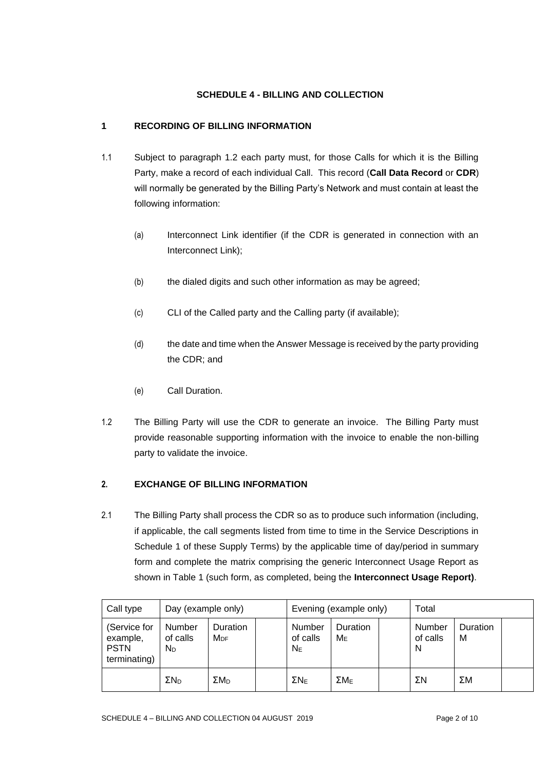## SCHEDULE 4 - BILLING AND COLLECTION

### 1 RECORDING OF BILLING INFORMATION

1.1 Subject to paragraph 1.2 each party must, for those Calls for which it is the Billing Party, make a record of each individual Call. This record (**Call Data Record** or **CDR**) will normally be generated by the Billing Party's Network and must contain at least the following information:

(a) Interconnect Link identifier (if the CDR is generated in connection with an Interconnect Link);

(b) the dialed digits and such other information as may be agreed;

(c) CLI of the Called party and the Calling party (if available);

(d) the date and time when the Answer Message is received by the party providing the CDR; and

(e) Call Duration.

1.2 The Billing Party will use the CDR to generate an invoice. The Billing Party must provide reasonable supporting information with the invoice to enable the non-billing party to validate the invoice.

### 2. EXCHANGE OF BILLING INFORMATION

2.1 The Billing Party shall process the CDR so as to produce such information (including, if applicable, the call segments listed from time to time in the Service Descriptions in Schedule 1 of these Supply Terms) by the applicable time of day/period in summary form and complete the matrix comprising the generic Interconnect Usage Report as shown in Table 1 (such form, as completed, being the **Interconnect Usage Report)**.

| Call type | Day (example only) | | | Evening (example only) | | | Total | | |
|---|---|---|---|---|---|---|---|---|---|
| (Service for example, PSTN terminating) | Number of calls $N_D$ | Duration $M_{DF}$ | | Number of calls $N_E$ | Duration $M_E$ | | Number of calls N | Duration M | |
| | $\Sigma N_D$ | $\Sigma M_D$ | | $\Sigma N_E$ | $\Sigma M_E$ | | $\Sigma N$ | $\Sigma M$ | |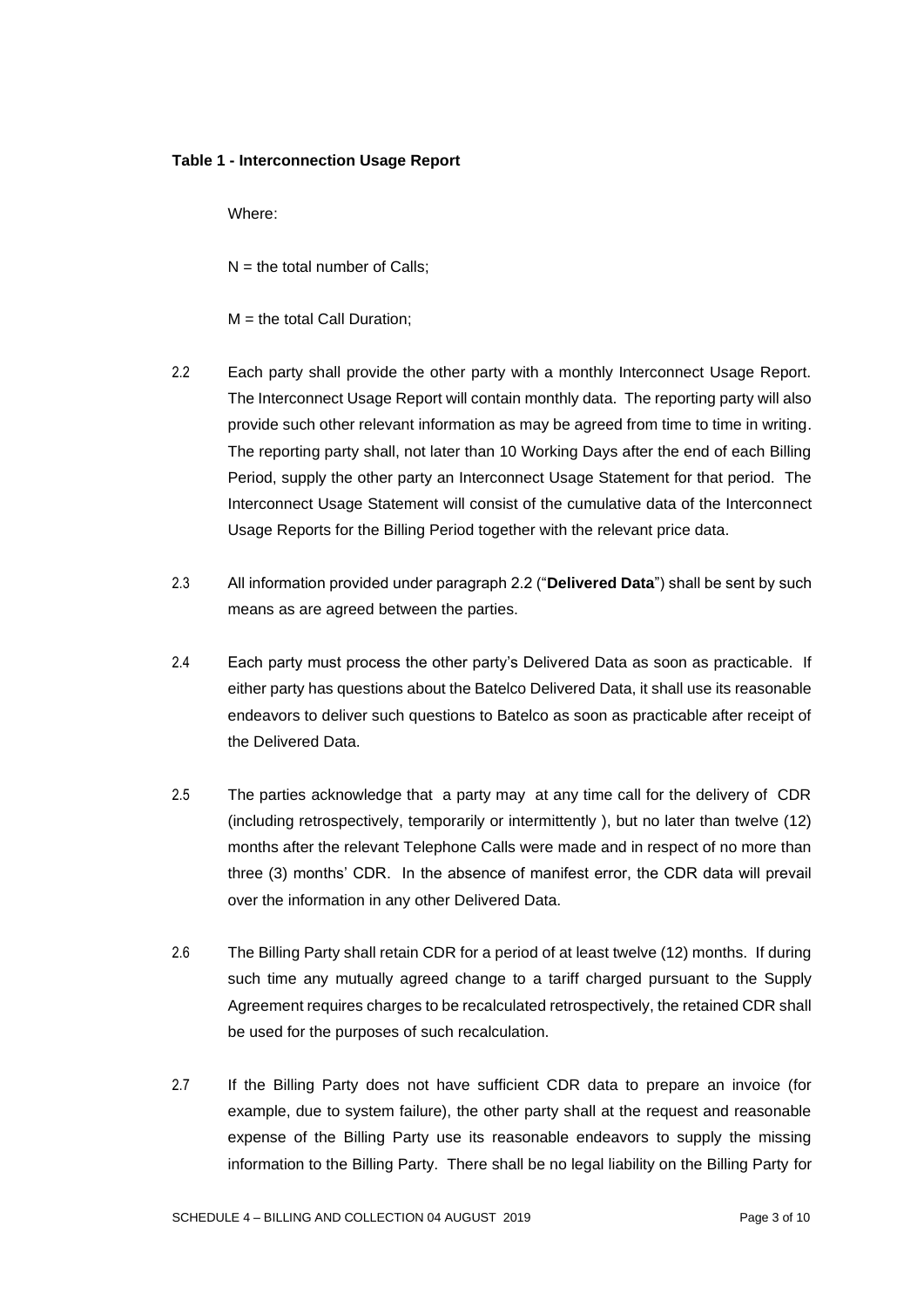**Table 1 - Interconnection Usage Report**

Where:

N = the total number of Calls;

M = the total Call Duration;

2.2 Each party shall provide the other party with a monthly Interconnect Usage Report. The Interconnect Usage Report will contain monthly data. The reporting party will also provide such other relevant information as may be agreed from time to time in writing. The reporting party shall, not later than 10 Working Days after the end of each Billing Period, supply the other party an Interconnect Usage Statement for that period. The Interconnect Usage Statement will consist of the cumulative data of the Interconnect Usage Reports for the Billing Period together with the relevant price data.

2.3 All information provided under paragraph 2.2 ("**Delivered Data**") shall be sent by such means as are agreed between the parties.

2.4 Each party must process the other party's Delivered Data as soon as practicable. If either party has questions about the Batelco Delivered Data, it shall use its reasonable endeavors to deliver such questions to Batelco as soon as practicable after receipt of the Delivered Data.

2.5 The parties acknowledge that a party may at any time call for the delivery of CDR (including retrospectively, temporarily or intermittently ), but no later than twelve (12) months after the relevant Telephone Calls were made and in respect of no more than three (3) months' CDR. In the absence of manifest error, the CDR data will prevail over the information in any other Delivered Data.

2.6 The Billing Party shall retain CDR for a period of at least twelve (12) months. If during such time any mutually agreed change to a tariff charged pursuant to the Supply Agreement requires charges to be recalculated retrospectively, the retained CDR shall be used for the purposes of such recalculation.

2.7 If the Billing Party does not have sufficient CDR data to prepare an invoice (for example, due to system failure), the other party shall at the request and reasonable expense of the Billing Party use its reasonable endeavors to supply the missing information to the Billing Party. There shall be no legal liability on the Billing Party for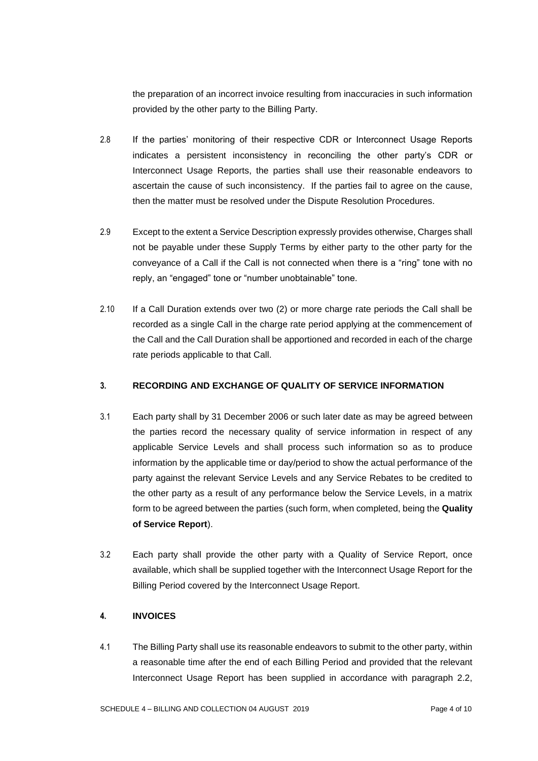the preparation of an incorrect invoice resulting from inaccuracies in such information provided by the other party to the Billing Party.

2.8 If the parties' monitoring of their respective CDR or Interconnect Usage Reports indicates a persistent inconsistency in reconciling the other party's CDR or Interconnect Usage Reports, the parties shall use their reasonable endeavors to ascertain the cause of such inconsistency. If the parties fail to agree on the cause, then the matter must be resolved under the Dispute Resolution Procedures.

2.9 Except to the extent a Service Description expressly provides otherwise, Charges shall not be payable under these Supply Terms by either party to the other party for the conveyance of a Call if the Call is not connected when there is a "ring" tone with no reply, an "engaged" tone or "number unobtainable" tone.

2.10 If a Call Duration extends over two (2) or more charge rate periods the Call shall be recorded as a single Call in the charge rate period applying at the commencement of the Call and the Call Duration shall be apportioned and recorded in each of the charge rate periods applicable to that Call.

## 3. RECORDING AND EXCHANGE OF QUALITY OF SERVICE INFORMATION

3.1 Each party shall by 31 December 2006 or such later date as may be agreed between the parties record the necessary quality of service information in respect of any applicable Service Levels and shall process such information so as to produce information by the applicable time or day/period to show the actual performance of the party against the relevant Service Levels and any Service Rebates to be credited to the other party as a result of any performance below the Service Levels, in a matrix form to be agreed between the parties (such form, when completed, being the **Quality of Service Report**).

3.2 Each party shall provide the other party with a Quality of Service Report, once available, which shall be supplied together with the Interconnect Usage Report for the Billing Period covered by the Interconnect Usage Report.

## 4. INVOICES

4.1 The Billing Party shall use its reasonable endeavors to submit to the other party, within a reasonable time after the end of each Billing Period and provided that the relevant Interconnect Usage Report has been supplied in accordance with paragraph 2.2,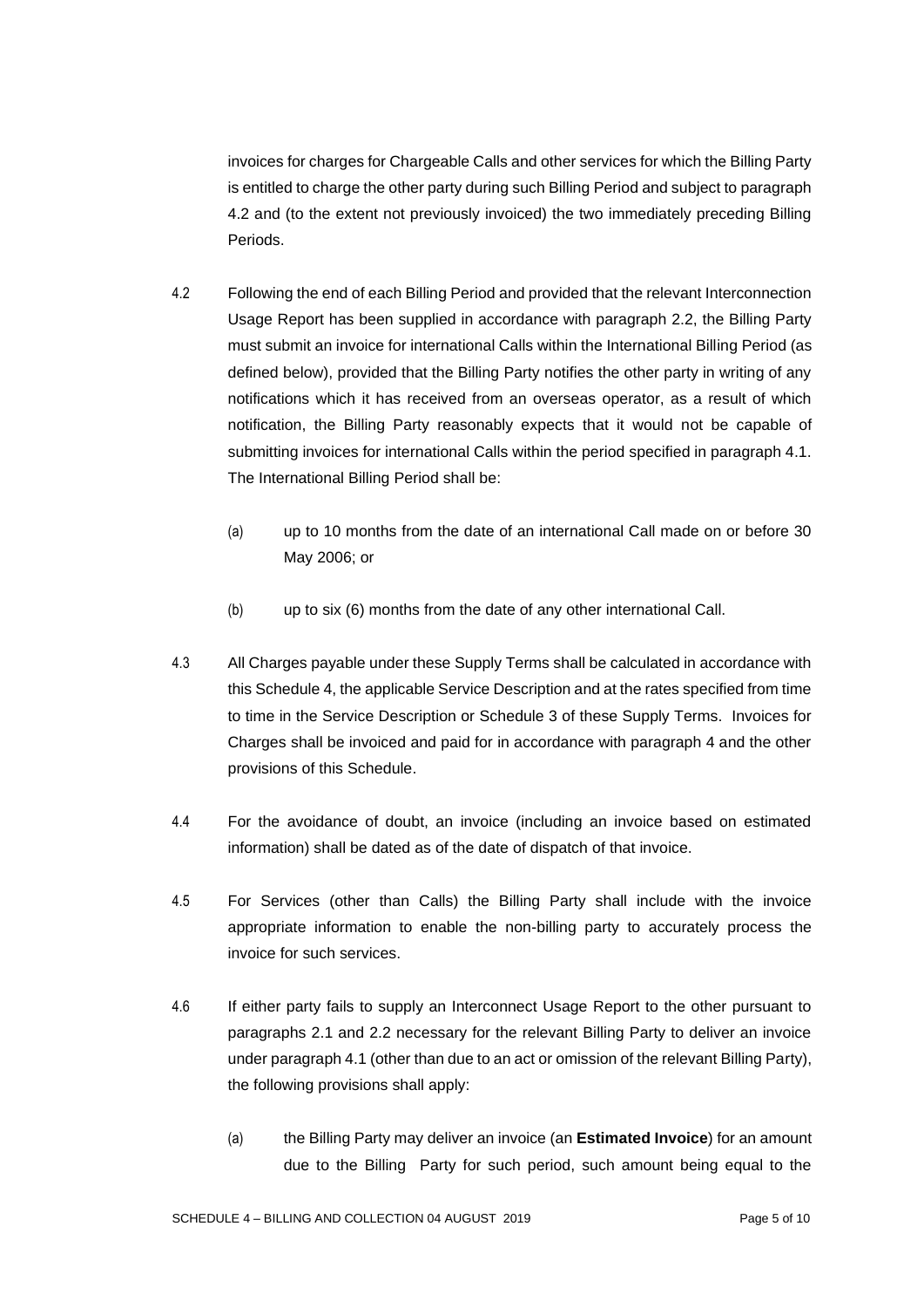invoices for charges for Chargeable Calls and other services for which the Billing Party is entitled to charge the other party during such Billing Period and subject to paragraph 4.2 and (to the extent not previously invoiced) the two immediately preceding Billing Periods.

4.2 Following the end of each Billing Period and provided that the relevant Interconnection Usage Report has been supplied in accordance with paragraph 2.2, the Billing Party must submit an invoice for international Calls within the International Billing Period (as defined below), provided that the Billing Party notifies the other party in writing of any notifications which it has received from an overseas operator, as a result of which notification, the Billing Party reasonably expects that it would not be capable of submitting invoices for international Calls within the period specified in paragraph 4.1. The International Billing Period shall be:

(a) up to 10 months from the date of an international Call made on or before 30 May 2006; or

(b) up to six (6) months from the date of any other international Call.

4.3 All Charges payable under these Supply Terms shall be calculated in accordance with this Schedule 4, the applicable Service Description and at the rates specified from time to time in the Service Description or Schedule 3 of these Supply Terms. Invoices for Charges shall be invoiced and paid for in accordance with paragraph 4 and the other provisions of this Schedule.

4.4 For the avoidance of doubt, an invoice (including an invoice based on estimated information) shall be dated as of the date of dispatch of that invoice.

4.5 For Services (other than Calls) the Billing Party shall include with the invoice appropriate information to enable the non-billing party to accurately process the invoice for such services.

4.6 If either party fails to supply an Interconnect Usage Report to the other pursuant to paragraphs 2.1 and 2.2 necessary for the relevant Billing Party to deliver an invoice under paragraph 4.1 (other than due to an act or omission of the relevant Billing Party), the following provisions shall apply:

(a) the Billing Party may deliver an invoice (an **Estimated Invoice**) for an amount due to the Billing Party for such period, such amount being equal to the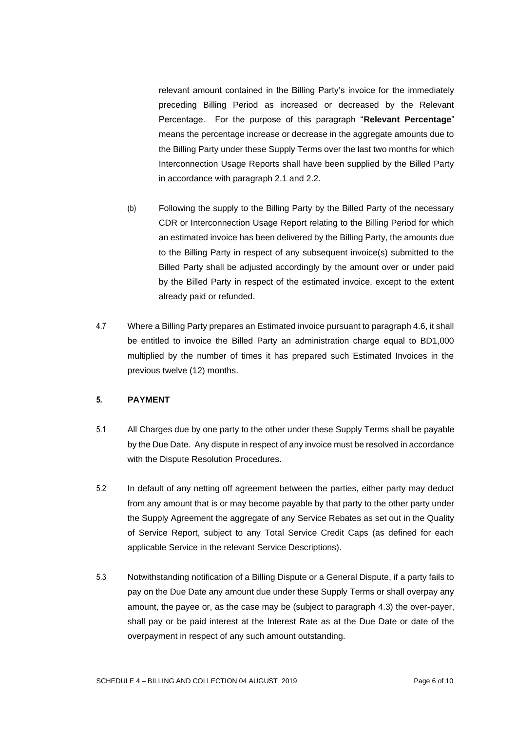relevant amount contained in the Billing Party's invoice for the immediately preceding Billing Period as increased or decreased by the Relevant Percentage. For the purpose of this paragraph "**Relevant Percentage**" means the percentage increase or decrease in the aggregate amounts due to the Billing Party under these Supply Terms over the last two months for which Interconnection Usage Reports shall have been supplied by the Billed Party in accordance with paragraph 2.1 and 2.2.

(b) Following the supply to the Billing Party by the Billed Party of the necessary CDR or Interconnection Usage Report relating to the Billing Period for which an estimated invoice has been delivered by the Billing Party, the amounts due to the Billing Party in respect of any subsequent invoice(s) submitted to the Billed Party shall be adjusted accordingly by the amount over or under paid by the Billed Party in respect of the estimated invoice, except to the extent already paid or refunded.

4.7 Where a Billing Party prepares an Estimated invoice pursuant to paragraph 4.6, it shall be entitled to invoice the Billed Party an administration charge equal to BD1,000 multiplied by the number of times it has prepared such Estimated Invoices in the previous twelve (12) months.

## 5. PAYMENT

5.1 All Charges due by one party to the other under these Supply Terms shall be payable by the Due Date. Any dispute in respect of any invoice must be resolved in accordance with the Dispute Resolution Procedures.

5.2 In default of any netting off agreement between the parties, either party may deduct from any amount that is or may become payable by that party to the other party under the Supply Agreement the aggregate of any Service Rebates as set out in the Quality of Service Report, subject to any Total Service Credit Caps (as defined for each applicable Service in the relevant Service Descriptions).

5.3 Notwithstanding notification of a Billing Dispute or a General Dispute, if a party fails to pay on the Due Date any amount due under these Supply Terms or shall overpay any amount, the payee or, as the case may be (subject to paragraph 4.3) the over-payer, shall pay or be paid interest at the Interest Rate as at the Due Date or date of the overpayment in respect of any such amount outstanding.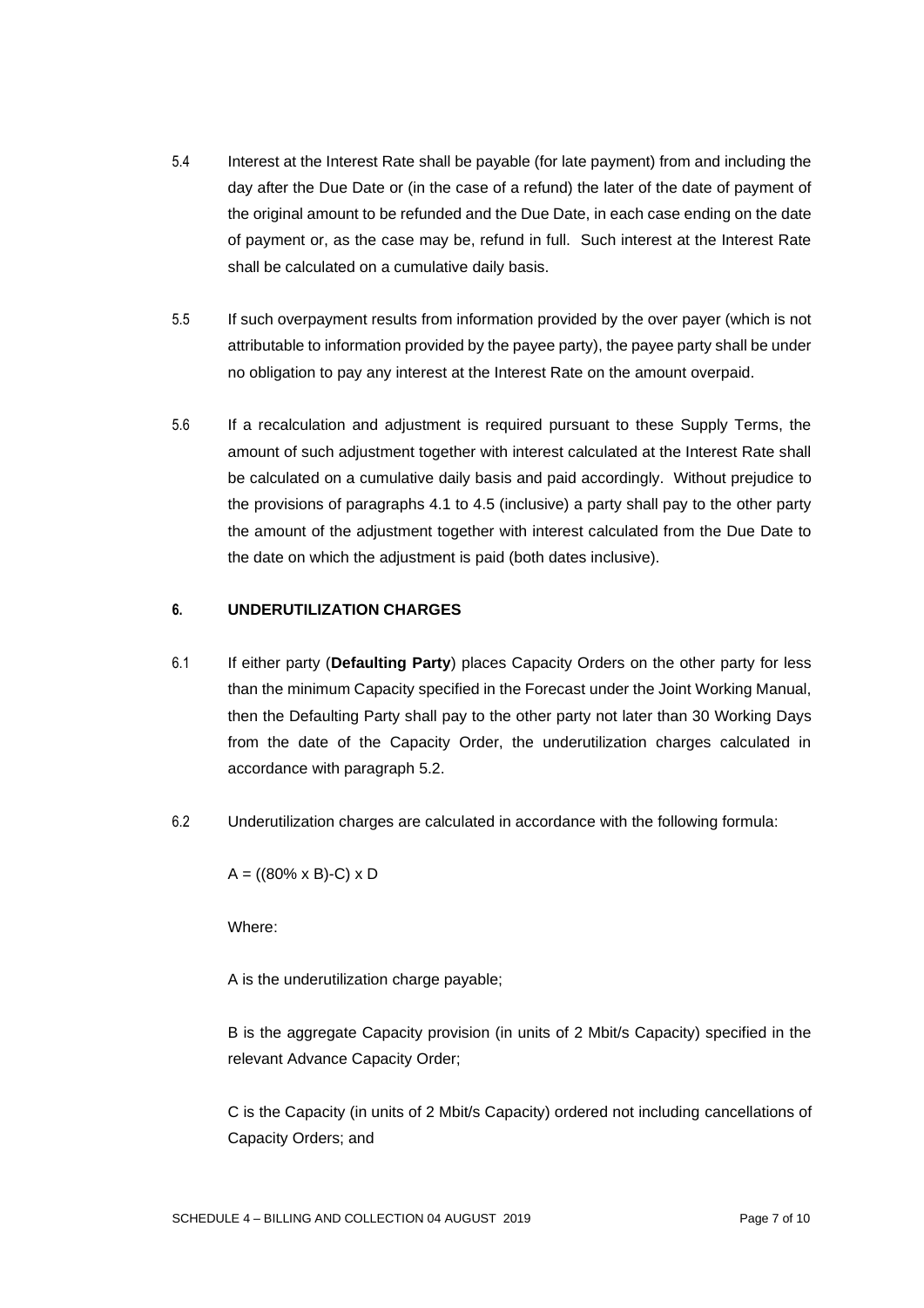5.4 Interest at the Interest Rate shall be payable (for late payment) from and including the day after the Due Date or (in the case of a refund) the later of the date of payment of the original amount to be refunded and the Due Date, in each case ending on the date of payment or, as the case may be, refund in full. Such interest at the Interest Rate shall be calculated on a cumulative daily basis.

5.5 If such overpayment results from information provided by the over payer (which is not attributable to information provided by the payee party), the payee party shall be under no obligation to pay any interest at the Interest Rate on the amount overpaid.

5.6 If a recalculation and adjustment is required pursuant to these Supply Terms, the amount of such adjustment together with interest calculated at the Interest Rate shall be calculated on a cumulative daily basis and paid accordingly. Without prejudice to the provisions of paragraphs 4.1 to 4.5 (inclusive) a party shall pay to the other party the amount of the adjustment together with interest calculated from the Due Date to the date on which the adjustment is paid (both dates inclusive).

## 6. UNDERUTILIZATION CHARGES

6.1 If either party (**Defaulting Party**) places Capacity Orders on the other party for less than the minimum Capacity specified in the Forecast under the Joint Working Manual, then the Defaulting Party shall pay to the other party not later than 30 Working Days from the date of the Capacity Order, the underutilization charges calculated in accordance with paragraph 5.2.

6.2 Underutilization charges are calculated in accordance with the following formula:

$$A = ((80\% \times B)-C) \times D$$

Where:

A is the underutilization charge payable;

B is the aggregate Capacity provision (in units of 2 Mbit/s Capacity) specified in the relevant Advance Capacity Order;

C is the Capacity (in units of 2 Mbit/s Capacity) ordered not including cancellations of Capacity Orders; and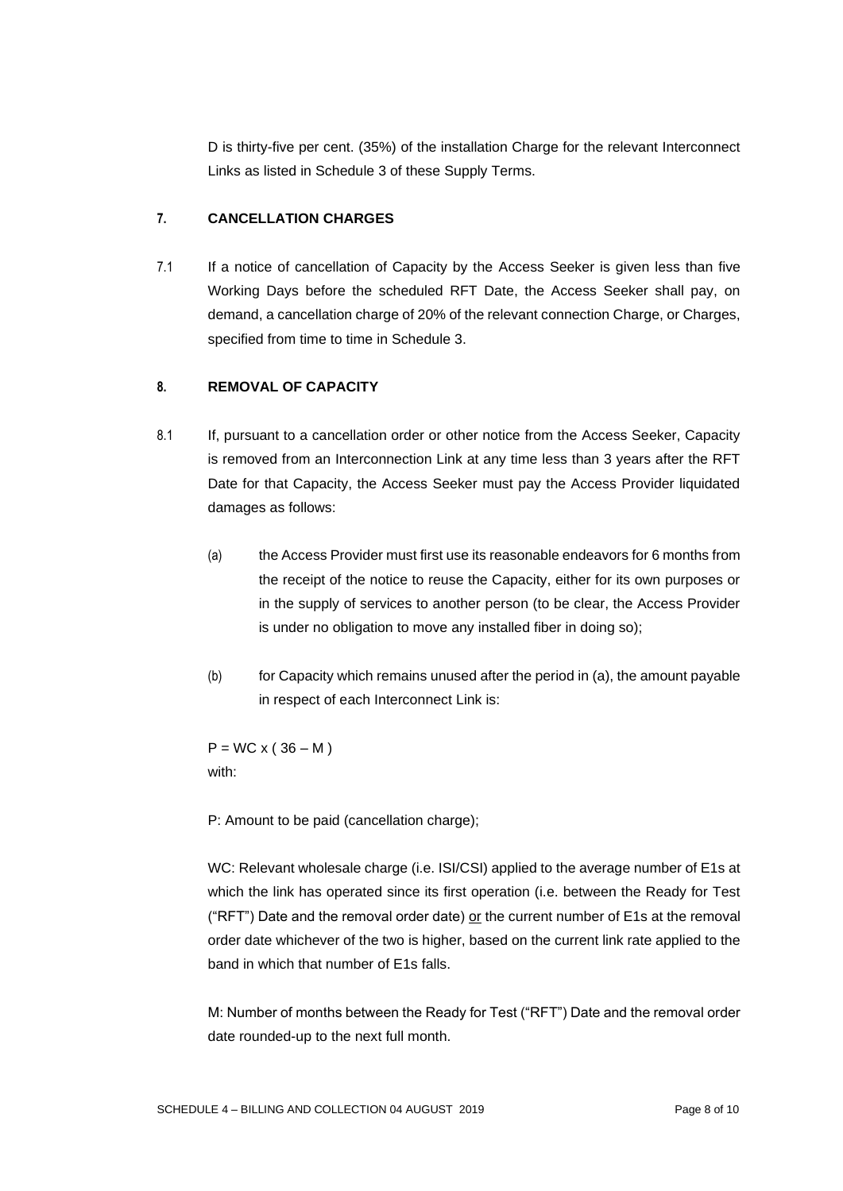D is thirty-five per cent. (35%) of the installation Charge for the relevant Interconnect Links as listed in Schedule 3 of these Supply Terms.

## 7. CANCELLATION CHARGES

7.1 If a notice of cancellation of Capacity by the Access Seeker is given less than five Working Days before the scheduled RFT Date, the Access Seeker shall pay, on demand, a cancellation charge of 20% of the relevant connection Charge, or Charges, specified from time to time in Schedule 3.

## 8. REMOVAL OF CAPACITY

8.1 If, pursuant to a cancellation order or other notice from the Access Seeker, Capacity is removed from an Interconnection Link at any time less than 3 years after the RFT Date for that Capacity, the Access Seeker must pay the Access Provider liquidated damages as follows:

(a) the Access Provider must first use its reasonable endeavors for 6 months from the receipt of the notice to reuse the Capacity, either for its own purposes or in the supply of services to another person (to be clear, the Access Provider is under no obligation to move any installed fiber in doing so);

(b) for Capacity which remains unused after the period in (a), the amount payable in respect of each Interconnect Link is:

$P = WC \times ( 36 - M )$

with:

P: Amount to be paid (cancellation charge);

WC: Relevant wholesale charge (i.e. ISI/CSI) applied to the average number of E1s at which the link has operated since its first operation (i.e. between the Ready for Test ("RFT") Date and the removal order date) or the current number of E1s at the removal order date whichever of the two is higher, based on the current link rate applied to the band in which that number of E1s falls.

M: Number of months between the Ready for Test ("RFT") Date and the removal order date rounded-up to the next full month.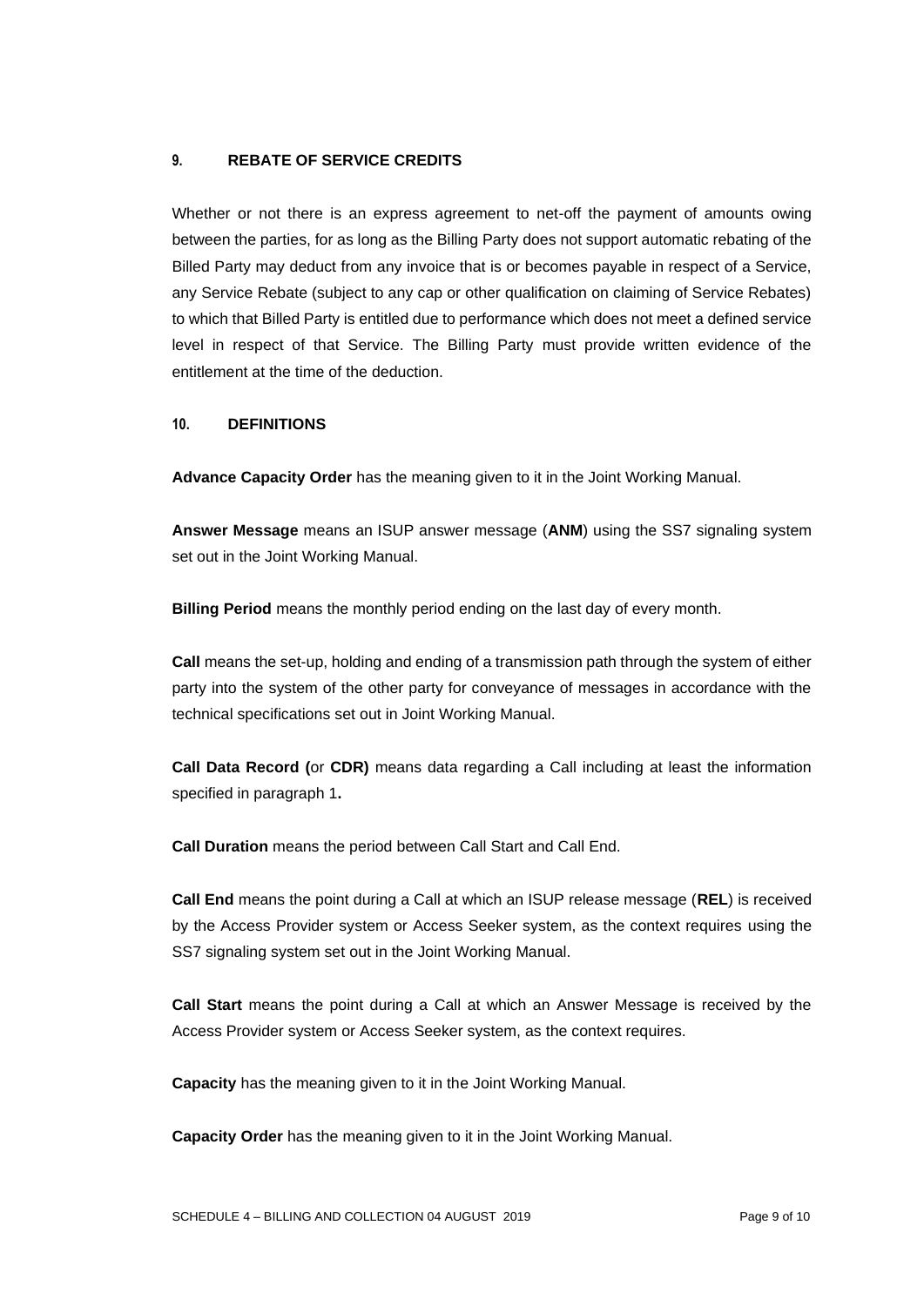## 9. REBATE OF SERVICE CREDITS

Whether or not there is an express agreement to net-off the payment of amounts owing between the parties, for as long as the Billing Party does not support automatic rebating of the Billed Party may deduct from any invoice that is or becomes payable in respect of a Service, any Service Rebate (subject to any cap or other qualification on claiming of Service Rebates) to which that Billed Party is entitled due to performance which does not meet a defined service level in respect of that Service. The Billing Party must provide written evidence of the entitlement at the time of the deduction.

## 10. DEFINITIONS

**Advance Capacity Order** has the meaning given to it in the Joint Working Manual.

**Answer Message** means an ISUP answer message (**ANM**) using the SS7 signaling system set out in the Joint Working Manual.

**Billing Period** means the monthly period ending on the last day of every month.

**Call** means the set-up, holding and ending of a transmission path through the system of either party into the system of the other party for conveyance of messages in accordance with the technical specifications set out in Joint Working Manual.

**Call Data Record (**or **CDR)** means data regarding a Call including at least the information specified in paragraph 1**.**

**Call Duration** means the period between Call Start and Call End.

**Call End** means the point during a Call at which an ISUP release message (**REL**) is received by the Access Provider system or Access Seeker system, as the context requires using the SS7 signaling system set out in the Joint Working Manual.

**Call Start** means the point during a Call at which an Answer Message is received by the Access Provider system or Access Seeker system, as the context requires.

**Capacity** has the meaning given to it in the Joint Working Manual.

**Capacity Order** has the meaning given to it in the Joint Working Manual.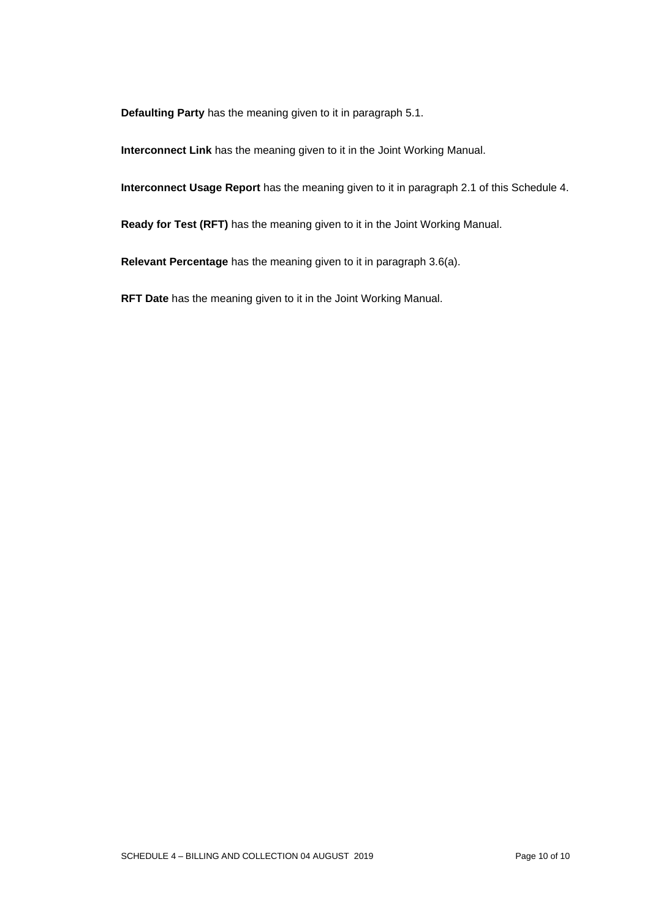**Defaulting Party** has the meaning given to it in paragraph 5.1.

**Interconnect Link** has the meaning given to it in the Joint Working Manual.

**Interconnect Usage Report** has the meaning given to it in paragraph 2.1 of this Schedule 4.

**Ready for Test (RFT)** has the meaning given to it in the Joint Working Manual.

**Relevant Percentage** has the meaning given to it in paragraph 3.6(a).

**RFT Date** has the meaning given to it in the Joint Working Manual.